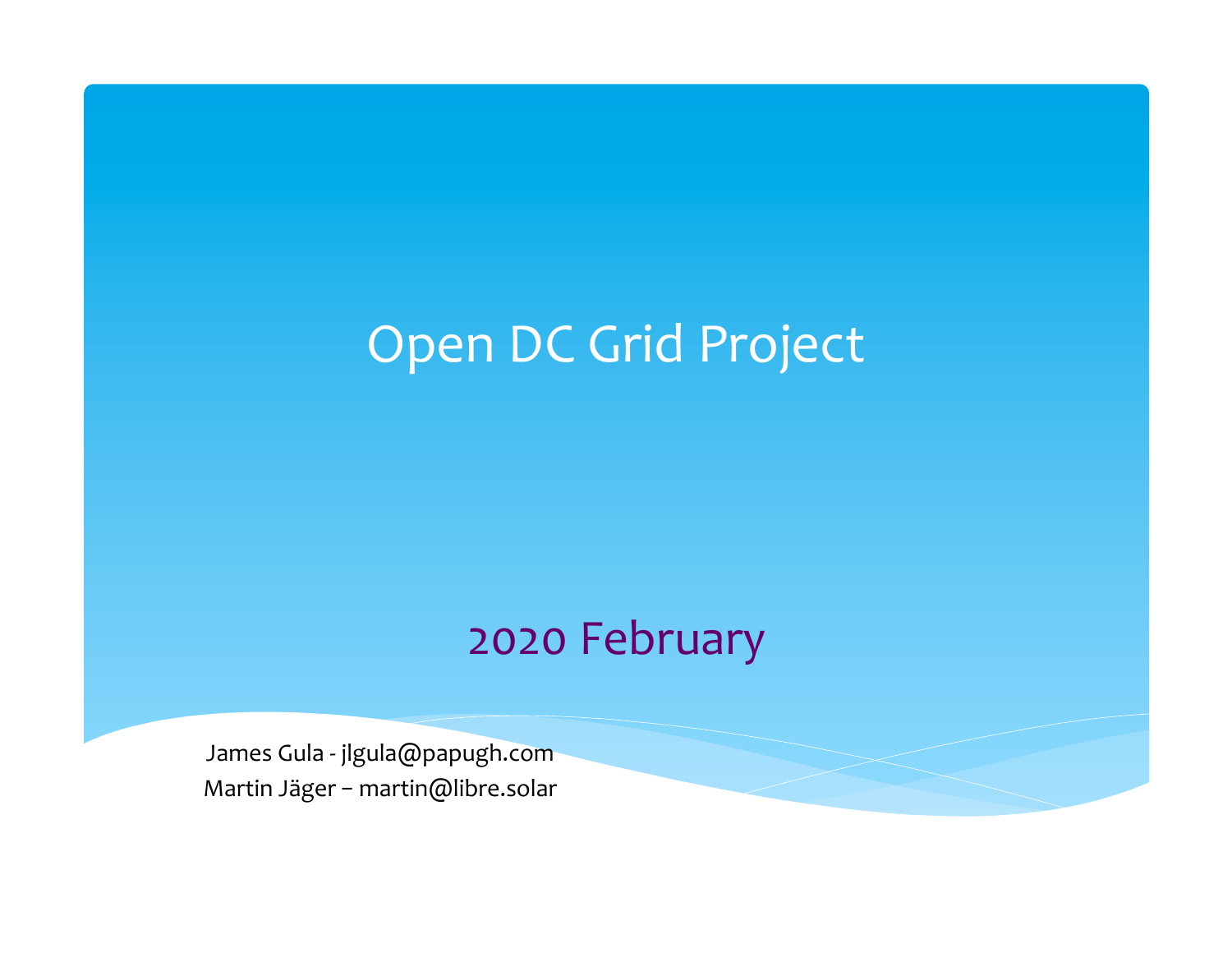# Open DC Grid Project

2020 February

James Gula - jlgula@papugh.com

Martin Jäger – martin@libre.solar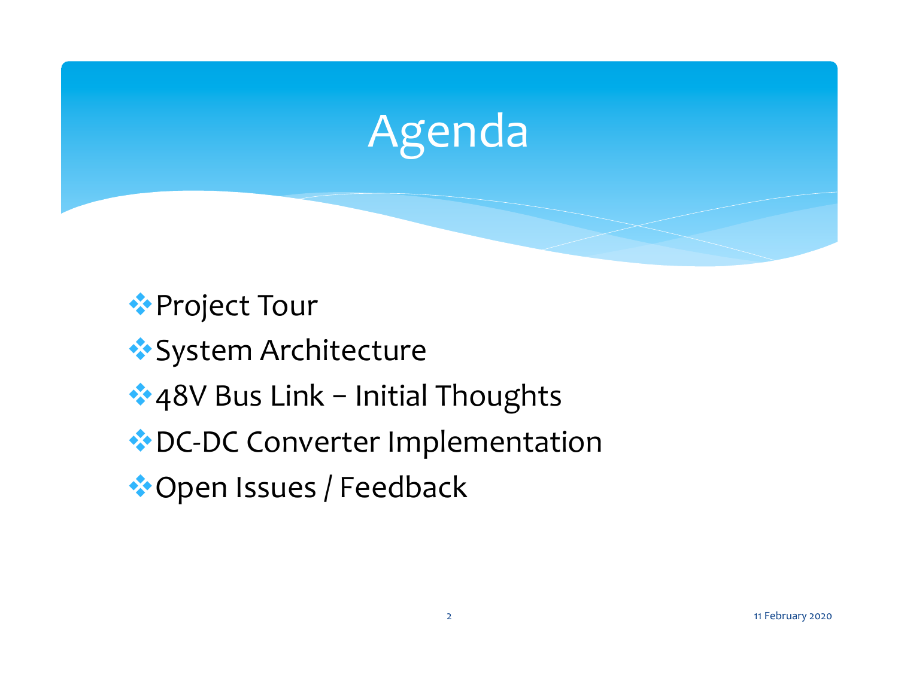# Agenda

- Project Tour
- System Architecture
- 48V Bus Link – Initial Thoughts
- DC-DC Converter Implementation
- Open Issues / Feedback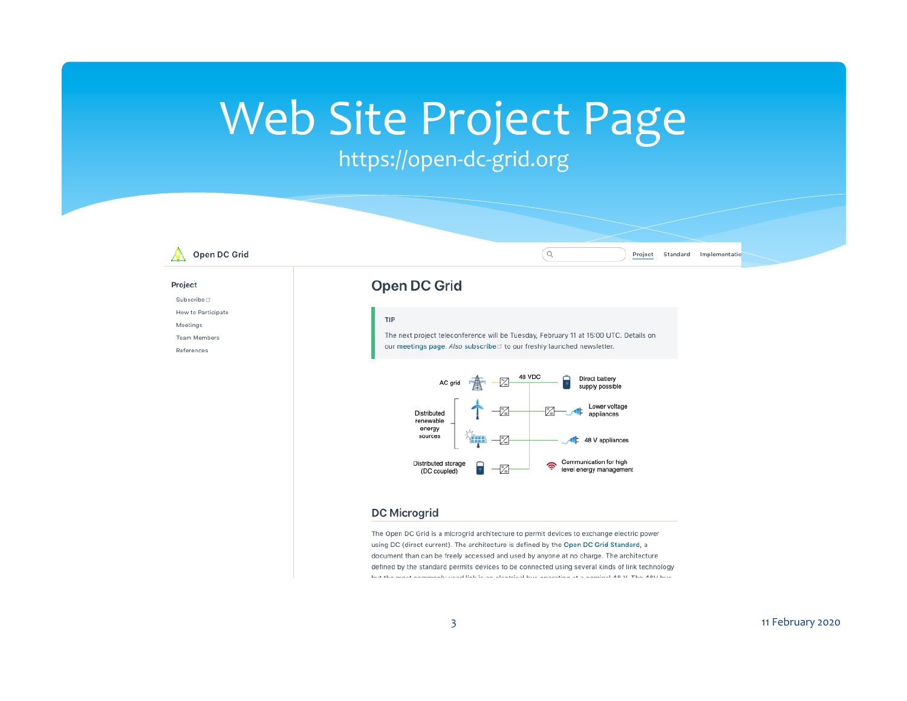# Web Site Project Page

https://open-dc-grid.org

Open DC Grid

Project | Standard | Implementatio

**Project**

- Subscribe
- How to Participate
- Meetings
- Team Members
- References

## Open DC Grid

TIP

The next project teleconference will be Tuesday, February 11 at 15:00 UTC. Details on our meetings page. *Also* subscribe to our freshly launched newsletter.

AC grid | 48 VDC | Direct battery supply possible

Distributed renewable energy sources | Lower voltage appliances | 48 V appliances

Distributed storage (DC coupled) | Communication for high level energy management

### DC Microgrid

The Open DC Grid is a microgrid architecture to permit devices to exchange electric power using DC (direct current). The architecture is defined by the Open DC Grid Standard, a document than can be freely accessed and used by anyone at no charge. The architecture defined by the standard permits devices to be connected using several kinds of link technology

11 February 2020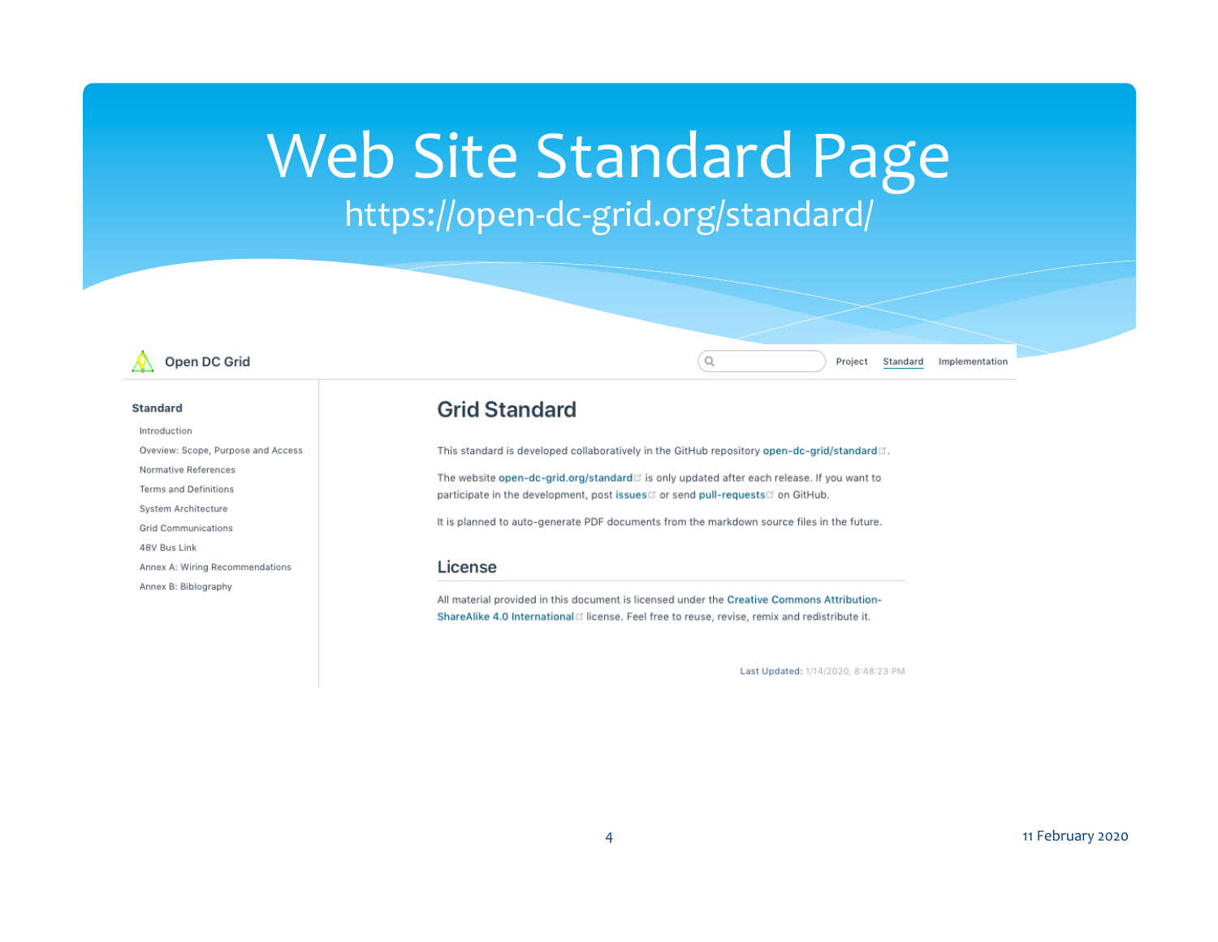# Web Site Standard Page

https://open-dc-grid.org/standard/

Open DC Grid

Project | Standard | Implementation

**Standard**

- Introduction
- Oveview: Scope, Purpose and Access
- Normative References
- Terms and Definitions
- System Architecture
- Grid Communications
- 48V Bus Link
- Annex A: Wiring Recommendations
- Annex B: Biblography

## Grid Standard

This standard is developed collaboratively in the GitHub repository open-dc-grid/standard.

The website open-dc-grid.org/standard is only updated after each release. If you want to participate in the development, post issues or send pull-requests on GitHub.

It is planned to auto-generate PDF documents from the markdown source files in the future.

## License

All material provided in this document is licensed under the Creative Commons Attribution-ShareAlike 4.0 International license. Feel free to reuse, revise, remix and redistribute it.

Last Updated: 1/14/2020, 8:48:23 PM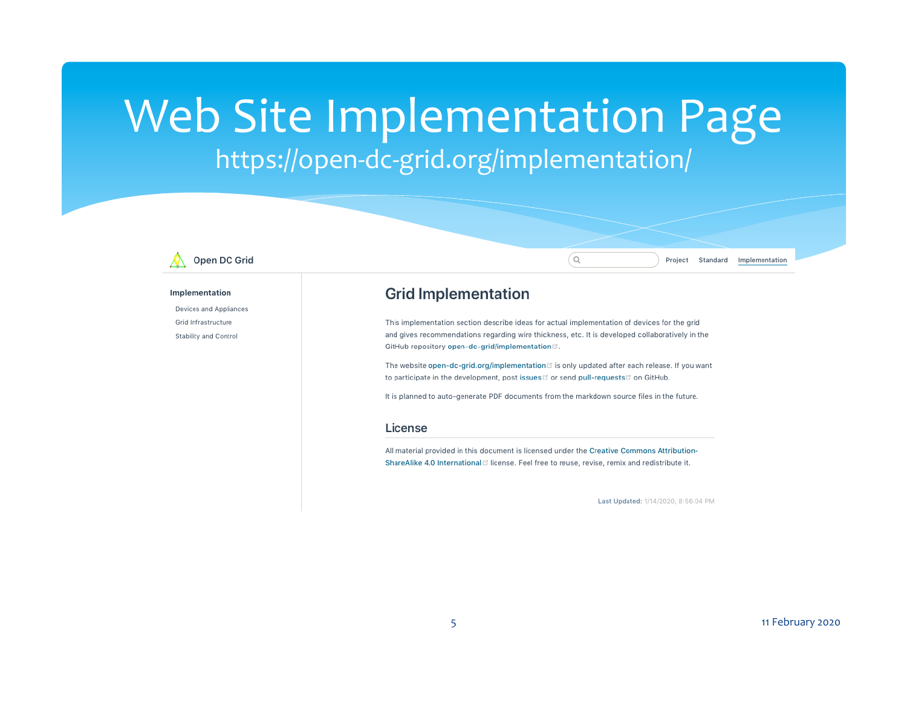# Web Site Implementation Page

https://open-dc-grid.org/implementation/

Open DC Grid

Project Standard Implementation

**Implementation**

- Devices and Appliances
- Grid Infrastructure
- Stability and Control

## Grid Implementation

This implementation section describe ideas for actual implementation of devices for the grid and gives recommendations regarding wire thickness, etc. It is developed collaboratively in the GitHub repository open-dc-grid/implementation.

The website open-dc-grid.org/implementation is only updated after each release. If you want to participate in the development, post issues or send pull-requests on GitHub.

It is planned to auto-generate PDF documents from the markdown source files in the future.

### License

All material provided in this document is licensed under the Creative Commons Attribution-ShareAlike 4.0 International license. Feel free to reuse, revise, remix and redistribute it.

**Last Updated:** 1/14/2020, 8:56:04 PM

11 February 2020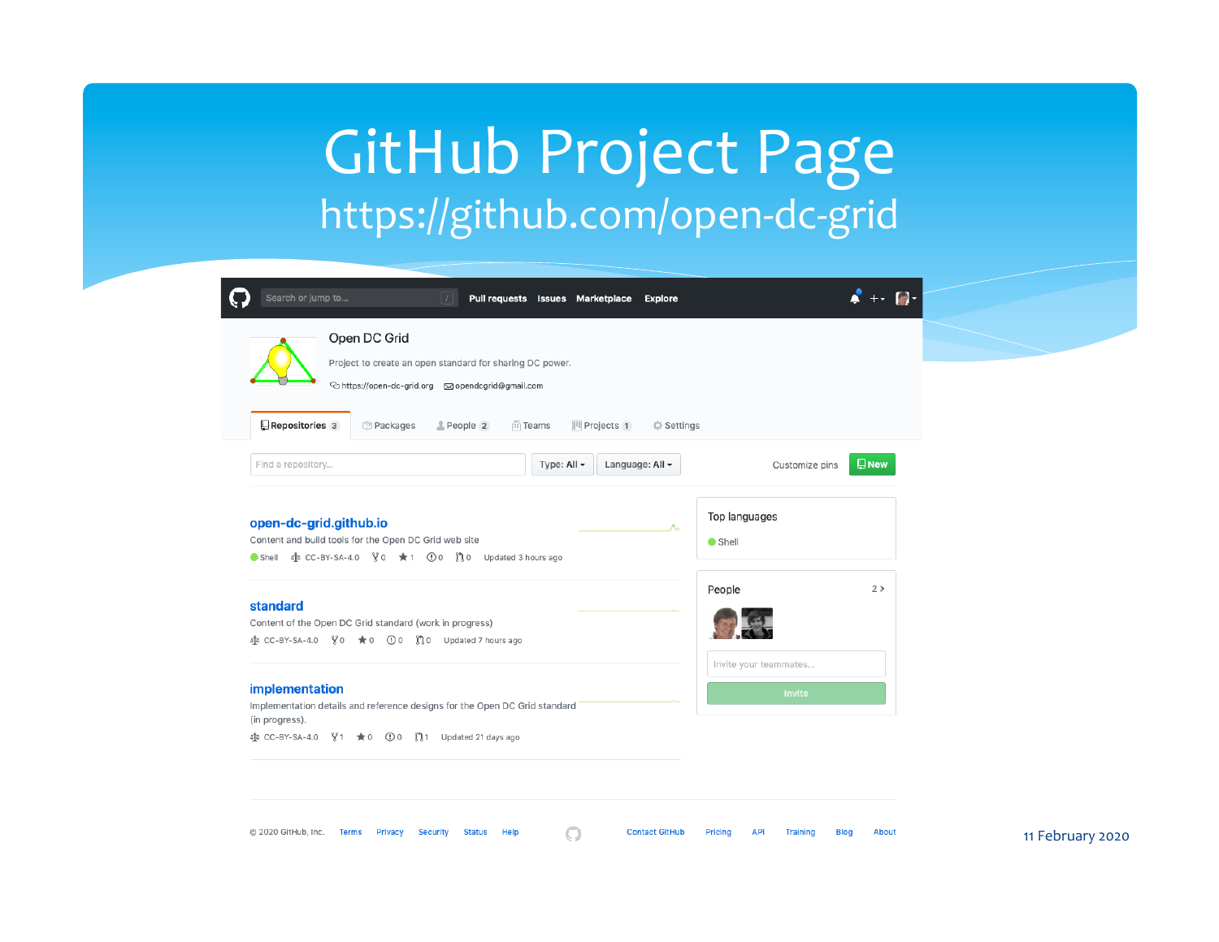# GitHub Project Page

https://github.com/open-dc-grid

Open DC Grid

Project to create an open standard for sharing DC power.

https://open-dc-grid.org opendcgrid@gmail.com

Repositories 3 | Packages | People 2 | Teams | Projects 1 | Settings

**open-dc-grid.github.io**
Content and build tools for the Open DC Grid web site
Shell · CC-BY-SA-4.0 · 0 · 1 · 0 · 0 · Updated 3 hours ago

**standard**
Content of the Open DC Grid standard (work in progress)
CC-BY-SA-4.0 · 0 · 0 · 0 · 0 · Updated 7 hours ago

**implementation**
Implementation details and reference designs for the Open DC Grid standard (in progress).
CC-BY-SA-4.0 · 1 · 0 · 0 · 1 · Updated 21 days ago

Top languages
Shell

People 2

11 February 2020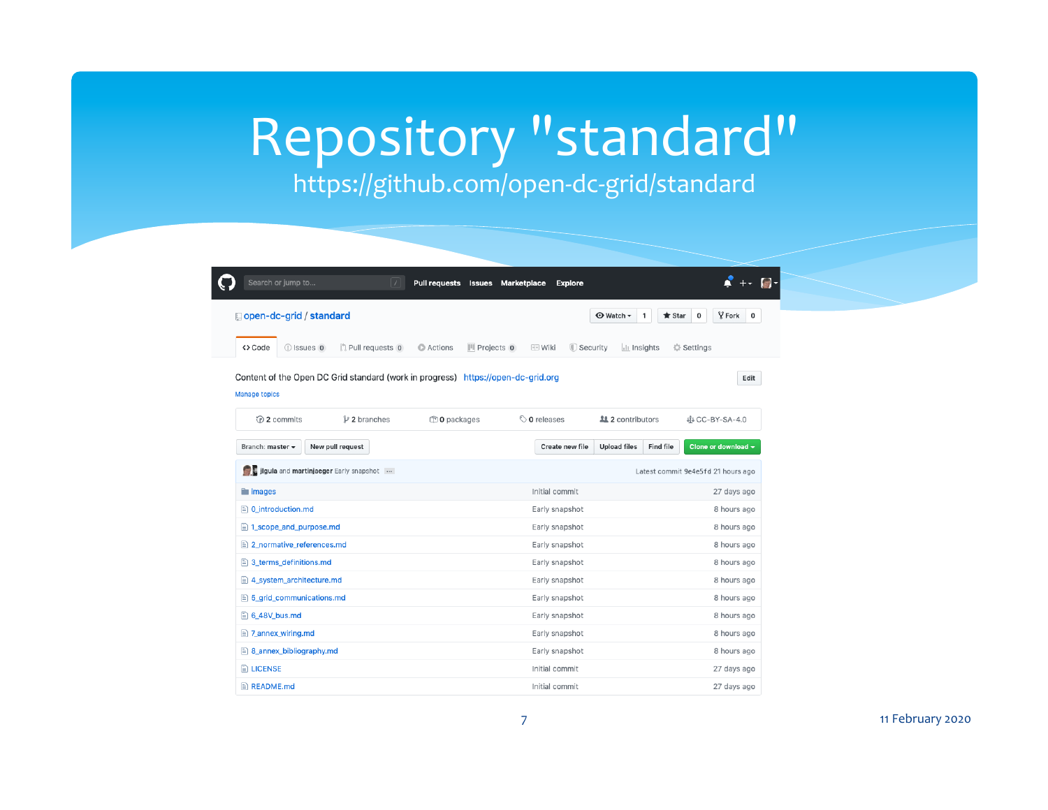# Repository "standard"

https://github.com/open-dc-grid/standard

open-dc-grid / standard

Content of the Open DC Grid standard (work in progress) https://open-dc-grid.org

2 commits | 2 branches | 0 packages | 0 releases | 2 contributors | CC-BY-SA-4.0

jlgula and martinjaeger Early snapshot — Latest commit 9e4e5fd 21 hours ago

| File | Commit message | Age |
|---|---|---|
| images | Initial commit | 27 days ago |
| 0_introduction.md | Early snapshot | 8 hours ago |
| 1_scope_and_purpose.md | Early snapshot | 8 hours ago |
| 2_normative_references.md | Early snapshot | 8 hours ago |
| 3_terms_definitions.md | Early snapshot | 8 hours ago |
| 4_system_architecture.md | Early snapshot | 8 hours ago |
| 5_grid_communications.md | Early snapshot | 8 hours ago |
| 6_48V_bus.md | Early snapshot | 8 hours ago |
| 7_annex_wiring.md | Early snapshot | 8 hours ago |
| 8_annex_bibliography.md | Early snapshot | 8 hours ago |
| LICENSE | Initial commit | 27 days ago |
| README.md | Initial commit | 27 days ago |

11 February 2020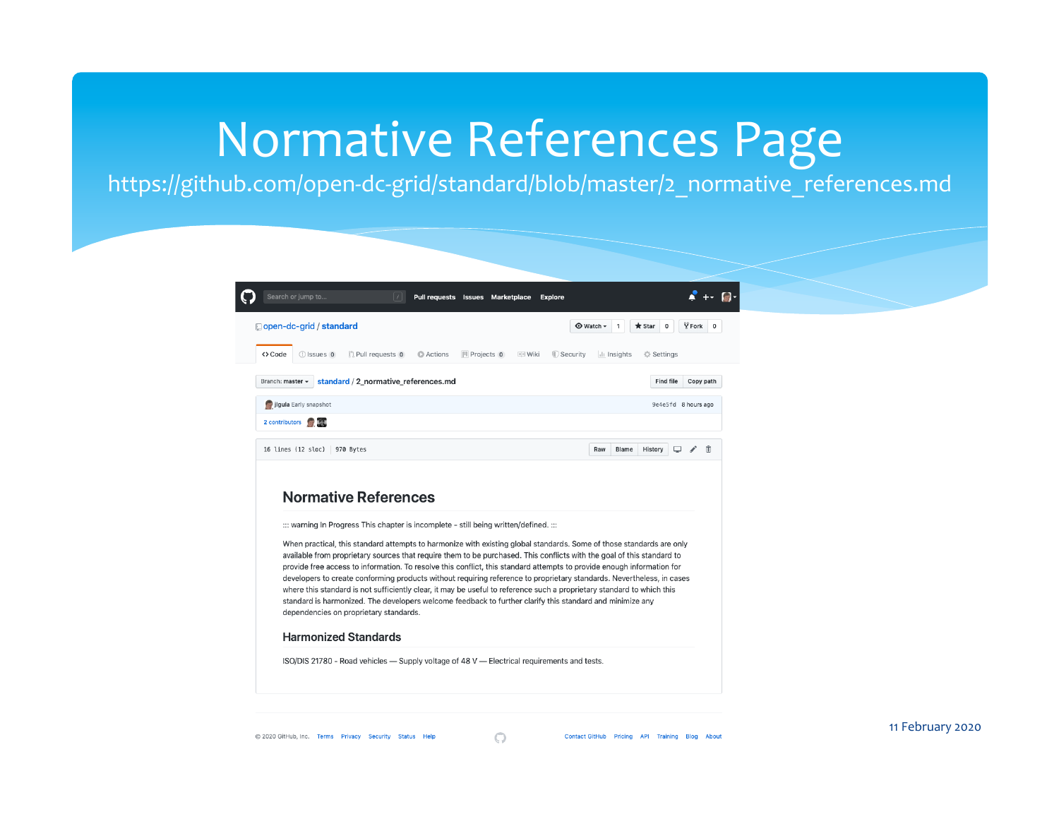# Normative References Page

https://github.com/open-dc-grid/standard/blob/master/2_normative_references.md

open-dc-grid / standard

standard / 2_normative_references.md

## Normative References

::: warning In Progress This chapter is incomplete - still being written/defined. :::

When practical, this standard attempts to harmonize with existing global standards. Some of those standards are only available from proprietary sources that require them to be purchased. This conflicts with the goal of this standard to provide free access to information. To resolve this conflict, this standard attempts to provide enough information for developers to create conforming products without requiring reference to proprietary standards. Nevertheless, in cases where this standard is not sufficiently clear, it may be useful to reference such a proprietary standard to which this standard is harmonized. The developers welcome feedback to further clarify this standard and minimize any dependencies on proprietary standards.

### Harmonized Standards

ISO/DIS 21780 - Road vehicles — Supply voltage of 48 V — Electrical requirements and tests.

11 February 2020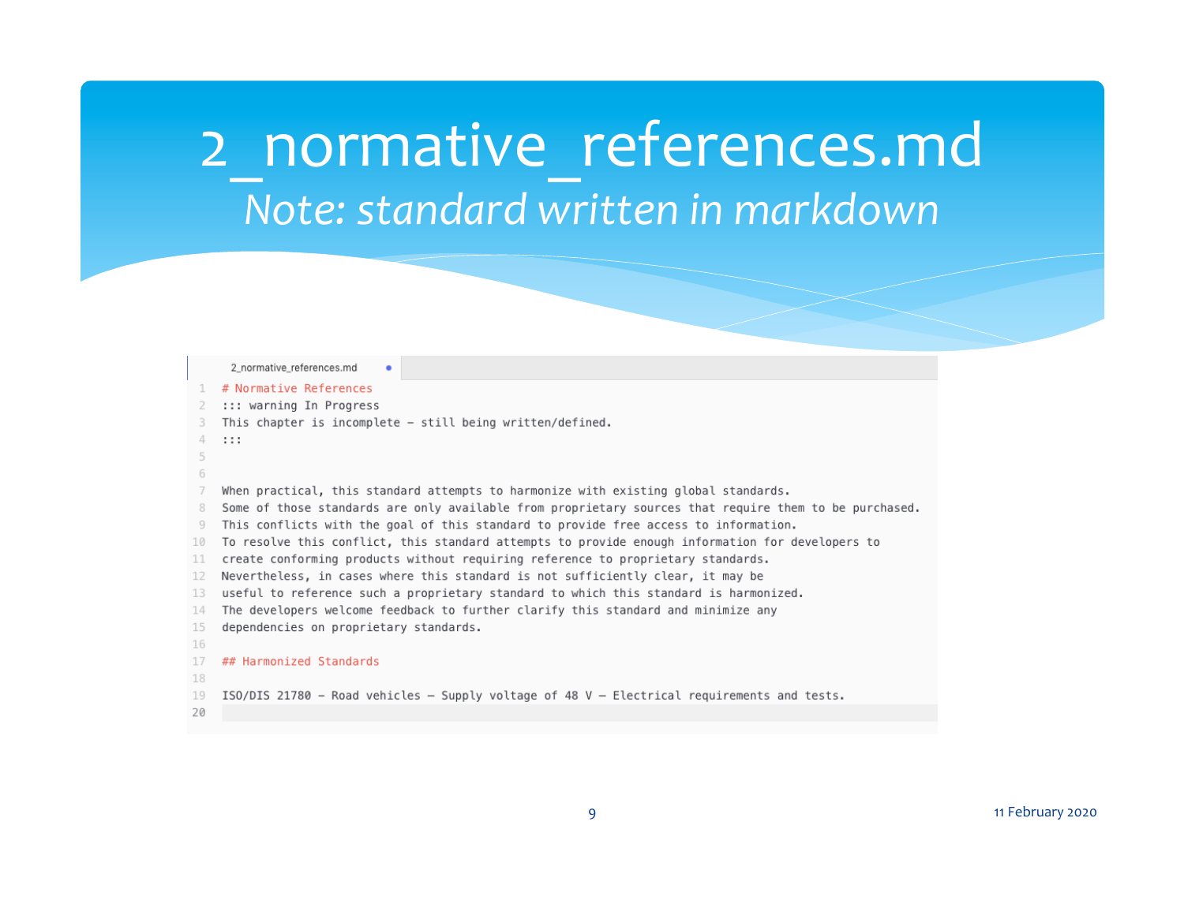# 2_normative_references.md

*Note: standard written in markdown*

2_normative_references.md

```
# Normative References
::: warning In Progress
This chapter is incomplete – still being written/defined.
:::


When practical, this standard attempts to harmonize with existing global standards.
Some of those standards are only available from proprietary sources that require them to be purchased.
This conflicts with the goal of this standard to provide free access to information.
To resolve this conflict, this standard attempts to provide enough information for developers to
create conforming products without requiring reference to proprietary standards.
Nevertheless, in cases where this standard is not sufficiently clear, it may be
useful to reference such a proprietary standard to which this standard is harmonized.
The developers welcome feedback to further clarify this standard and minimize any
dependencies on proprietary standards.

## Harmonized Standards

ISO/DIS 21780 – Road vehicles – Supply voltage of 48 V – Electrical requirements and tests.

```

11 February 2020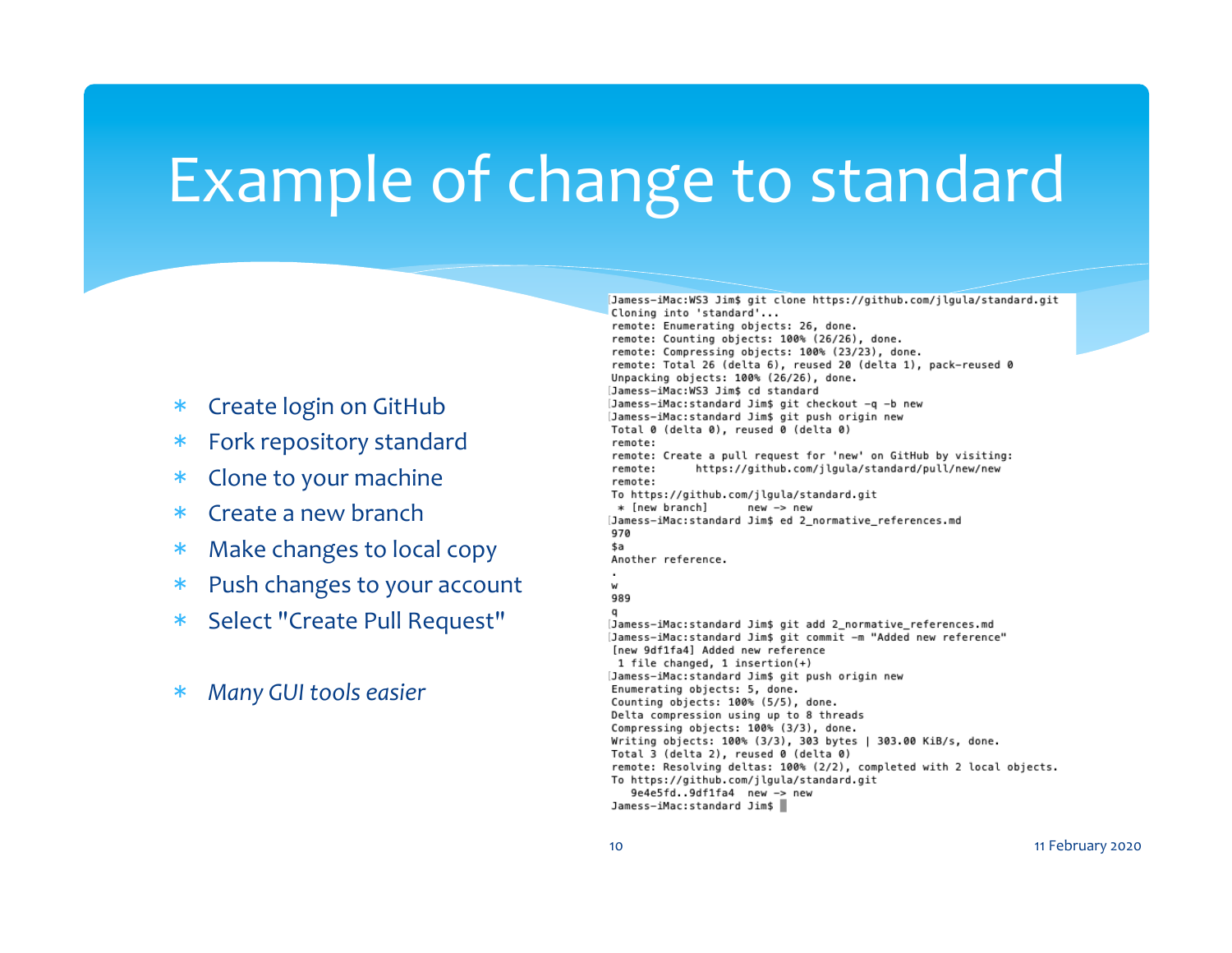# Example of change to standard

- Create login on GitHub
- Fork repository standard
- Clone to your machine
- Create a new branch
- Make changes to local copy
- Push changes to your account
- Select "Create Pull Request"

- *Many GUI tools easier*

```
Jamess-iMac:WS3 Jim$ git clone https://github.com/jlgula/standard.git
Cloning into 'standard'...
remote: Enumerating objects: 26, done.
remote: Counting objects: 100% (26/26), done.
remote: Compressing objects: 100% (23/23), done.
remote: Total 26 (delta 6), reused 20 (delta 1), pack-reused 0
Unpacking objects: 100% (26/26), done.
Jamess-iMac:WS3 Jim$ cd standard
Jamess-iMac:standard Jim$ git checkout -q -b new
Jamess-iMac:standard Jim$ git push origin new
Total 0 (delta 0), reused 0 (delta 0)
remote:
remote: Create a pull request for 'new' on GitHub by visiting:
remote:      https://github.com/jlgula/standard/pull/new/new
remote:
To https://github.com/jlgula/standard.git
 * [new branch]      new -> new
Jamess-iMac:standard Jim$ ed 2_normative_references.md
970
$a
Another reference.
.
w
989
q
Jamess-iMac:standard Jim$ git add 2_normative_references.md
Jamess-iMac:standard Jim$ git commit -m "Added new reference"
[new 9df1fa4] Added new reference
 1 file changed, 1 insertion(+)
Jamess-iMac:standard Jim$ git push origin new
Enumerating objects: 5, done.
Counting objects: 100% (5/5), done.
Delta compression using up to 8 threads
Compressing objects: 100% (3/3), done.
Writing objects: 100% (3/3), 303 bytes | 303.00 KiB/s, done.
Total 3 (delta 2), reused 0 (delta 0)
remote: Resolving deltas: 100% (2/2), completed with 2 local objects.
To https://github.com/jlgula/standard.git
   9e4e5fd..9df1fa4  new -> new
Jamess-iMac:standard Jim$
```

11 February 2020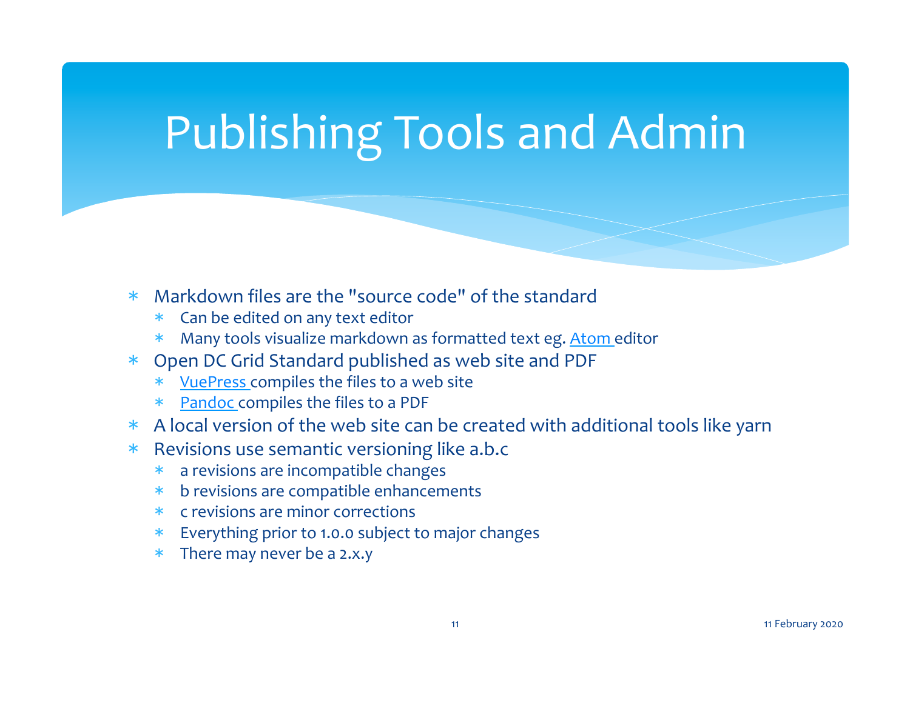# Publishing Tools and Admin

- Markdown files are the "source code" of the standard
  - Can be edited on any text editor
  - Many tools visualize markdown as formatted text eg. Atom editor
- Open DC Grid Standard published as web site and PDF
  - VuePress compiles the files to a web site
  - Pandoc compiles the files to a PDF
- A local version of the web site can be created with additional tools like yarn
- Revisions use semantic versioning like a.b.c
  - a revisions are incompatible changes
  - b revisions are compatible enhancements
  - c revisions are minor corrections
  - Everything prior to 1.0.0 subject to major changes
  - There may never be a 2.x.y

11 February 2020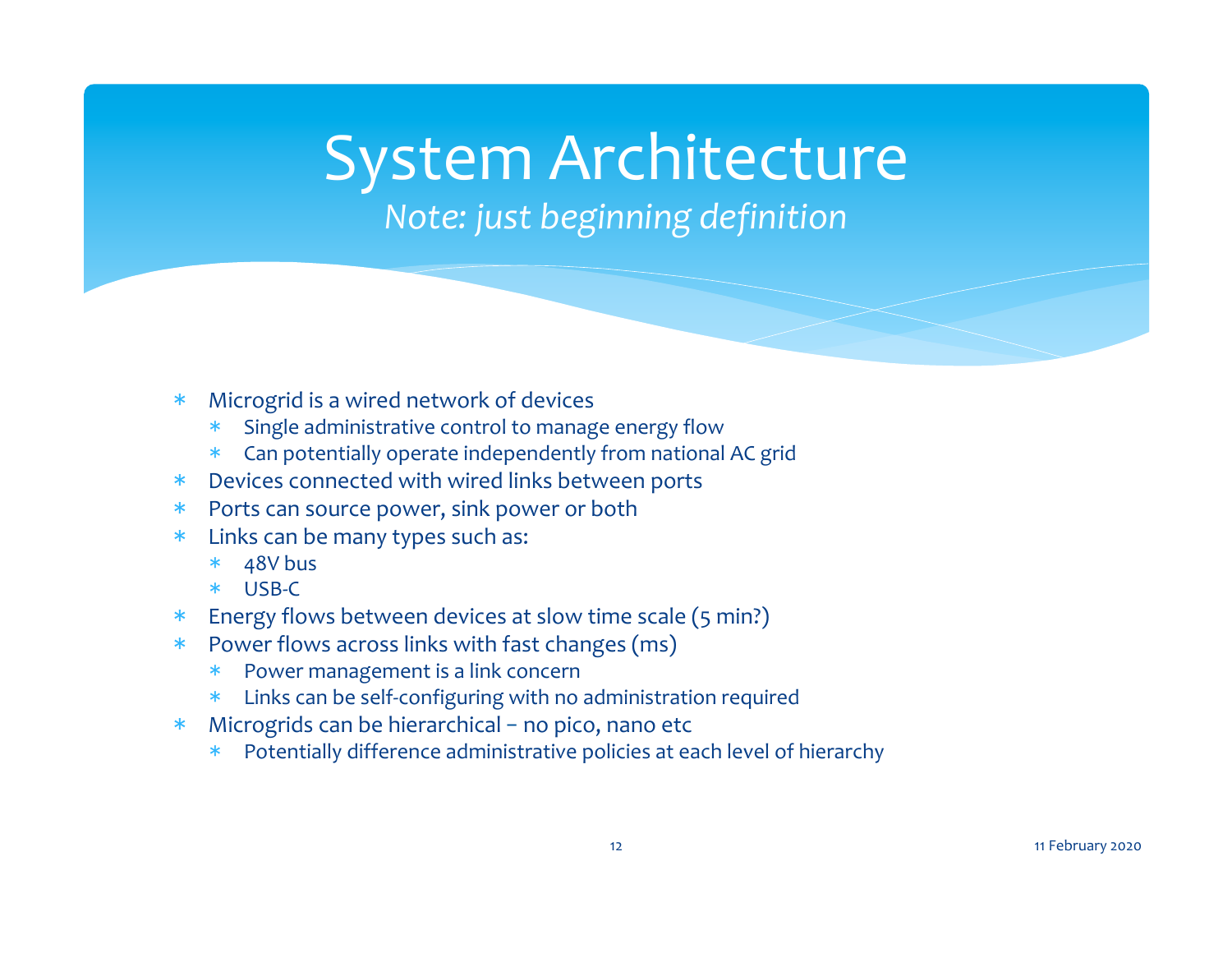# System Architecture

*Note: just beginning definition*

- Microgrid is a wired network of devices
  - Single administrative control to manage energy flow
  - Can potentially operate independently from national AC grid
- Devices connected with wired links between ports
- Ports can source power, sink power or both
- Links can be many types such as:
  - 48V bus
  - USB-C
- Energy flows between devices at slow time scale (5 min?)
- Power flows across links with fast changes (ms)
  - Power management is a link concern
  - Links can be self-configuring with no administration required
- Microgrids can be hierarchical – no pico, nano etc
  - Potentially difference administrative policies at each level of hierarchy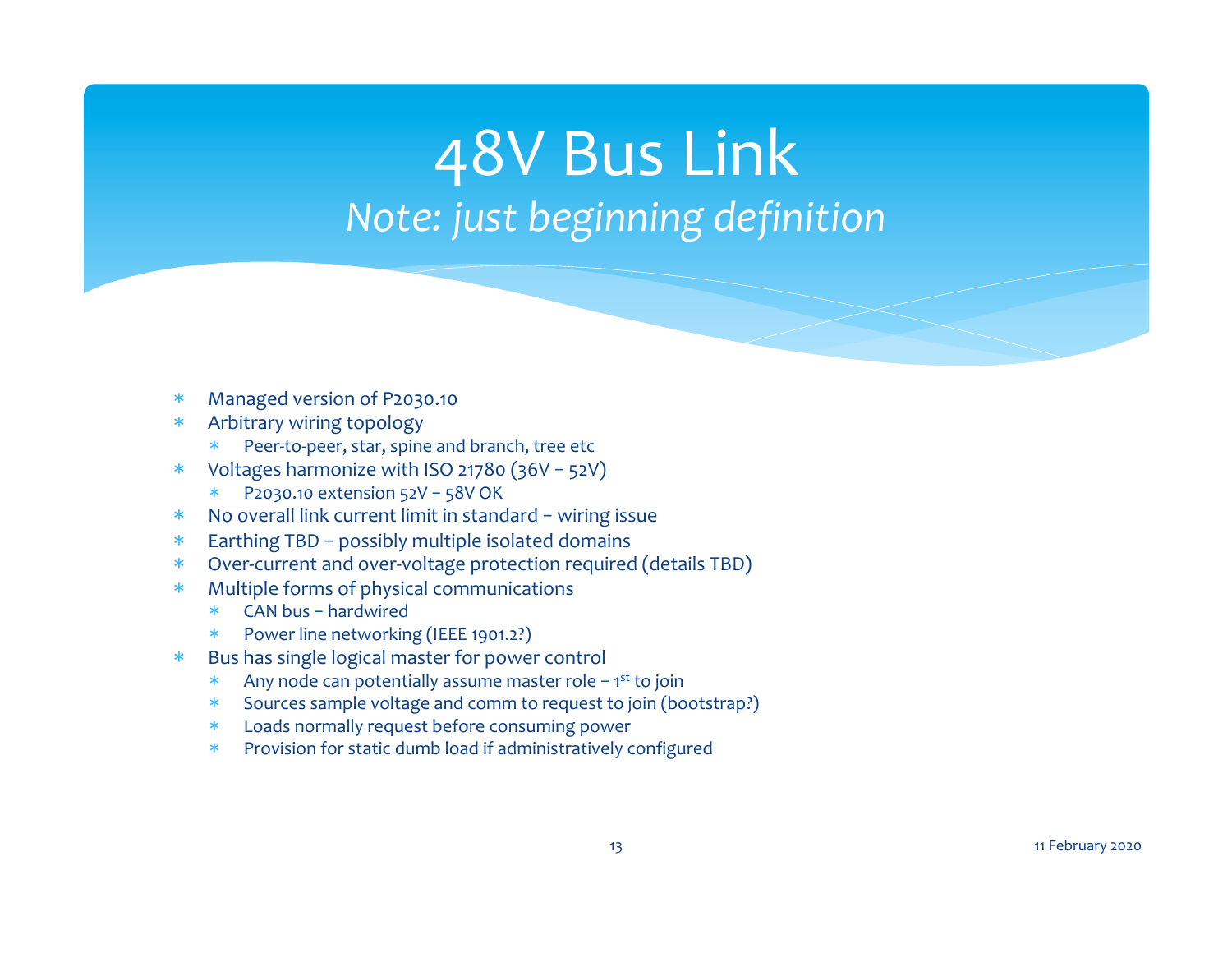# 48V Bus Link

*Note: just beginning definition*

- Managed version of P2030.10
- Arbitrary wiring topology
  - Peer-to-peer, star, spine and branch, tree etc
- Voltages harmonize with ISO 21780 (36V – 52V)
  - P2030.10 extension 52V – 58V OK
- No overall link current limit in standard – wiring issue
- Earthing TBD – possibly multiple isolated domains
- Over-current and over-voltage protection required (details TBD)
- Multiple forms of physical communications
  - CAN bus – hardwired
  - Power line networking (IEEE 1901.2?)
- Bus has single logical master for power control
  - Any node can potentially assume master role – 1st to join
  - Sources sample voltage and comm to request to join (bootstrap?)
  - Loads normally request before consuming power
  - Provision for static dumb load if administratively configured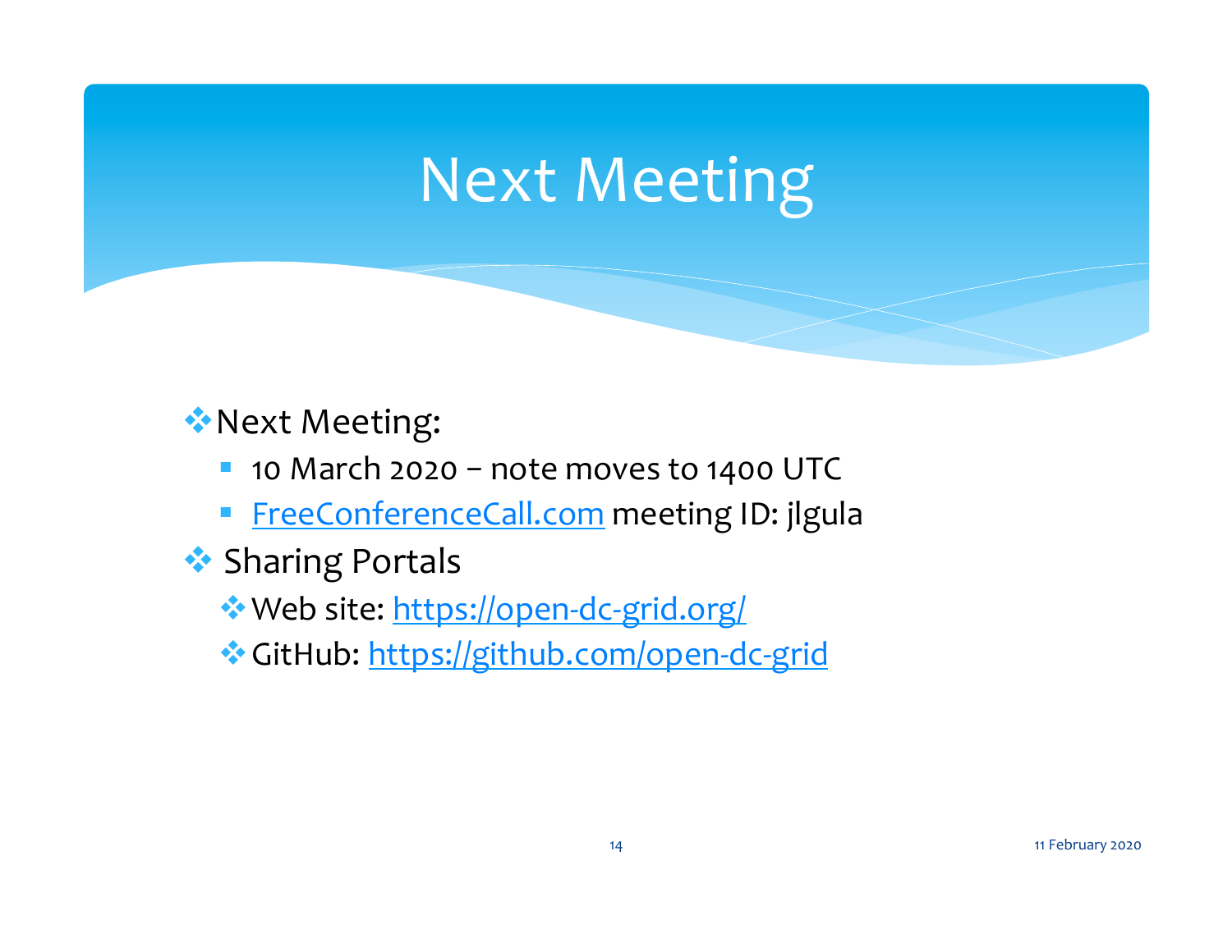# Next Meeting

- Next Meeting:
  - 10 March 2020 – note moves to 1400 UTC
  - FreeConferenceCall.com meeting ID: jlgula
- Sharing Portals
  - Web site: https://open-dc-grid.org/
  - GitHub: https://github.com/open-dc-grid